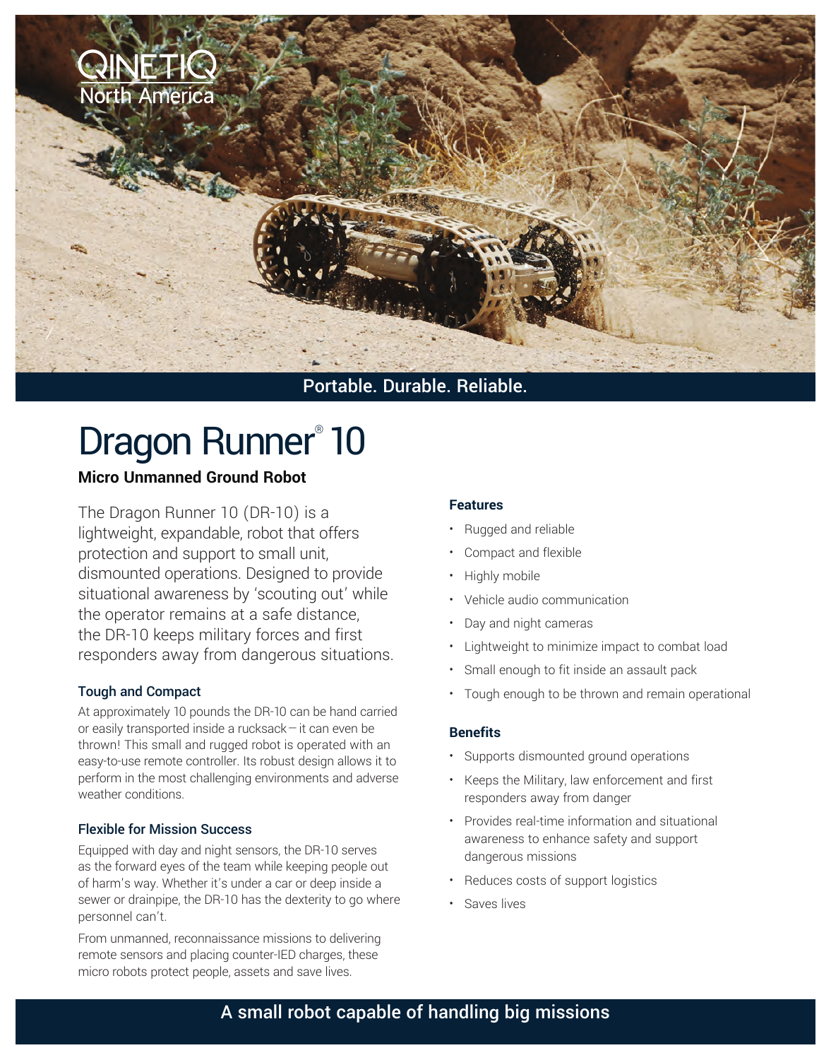QINETIQ North America

Portable. Durable. Reliable.

# Dragon Runner® 10

## Micro Unmanned Ground Robot

The Dragon Runner 10 (DR-10) is a lightweight, expandable, robot that offers protection and support to small unit, dismounted operations. Designed to provide situational awareness by 'scouting out' while the operator remains at a safe distance, the DR-10 keeps military forces and first responders away from dangerous situations.

### Tough and Compact

At approximately 10 pounds the DR-10 can be hand carried or easily transported inside a rucksack – it can even be thrown! This small and rugged robot is operated with an easy-to-use remote controller. Its robust design allows it to perform in the most challenging environments and adverse weather conditions.

### Flexible for Mission Success

Equipped with day and night sensors, the DR-10 serves as the forward eyes of the team while keeping people out of harm's way. Whether it's under a car or deep inside a sewer or drainpipe, the DR-10 has the dexterity to go where personnel can't.

From unmanned, reconnaissance missions to delivering remote sensors and placing counter-IED charges, these micro robots protect people, assets and save lives.

### Features

- Rugged and reliable
- Compact and flexible
- Highly mobile
- Vehicle audio communication
- Day and night cameras
- Lightweight to minimize impact to combat load
- Small enough to fit inside an assault pack
- Tough enough to be thrown and remain operational

### Benefits

- Supports dismounted ground operations
- Keeps the Military, law enforcement and first responders away from danger
- Provides real-time information and situational awareness to enhance safety and support dangerous missions
- Reduces costs of support logistics
- Saves lives

A small robot capable of handling big missions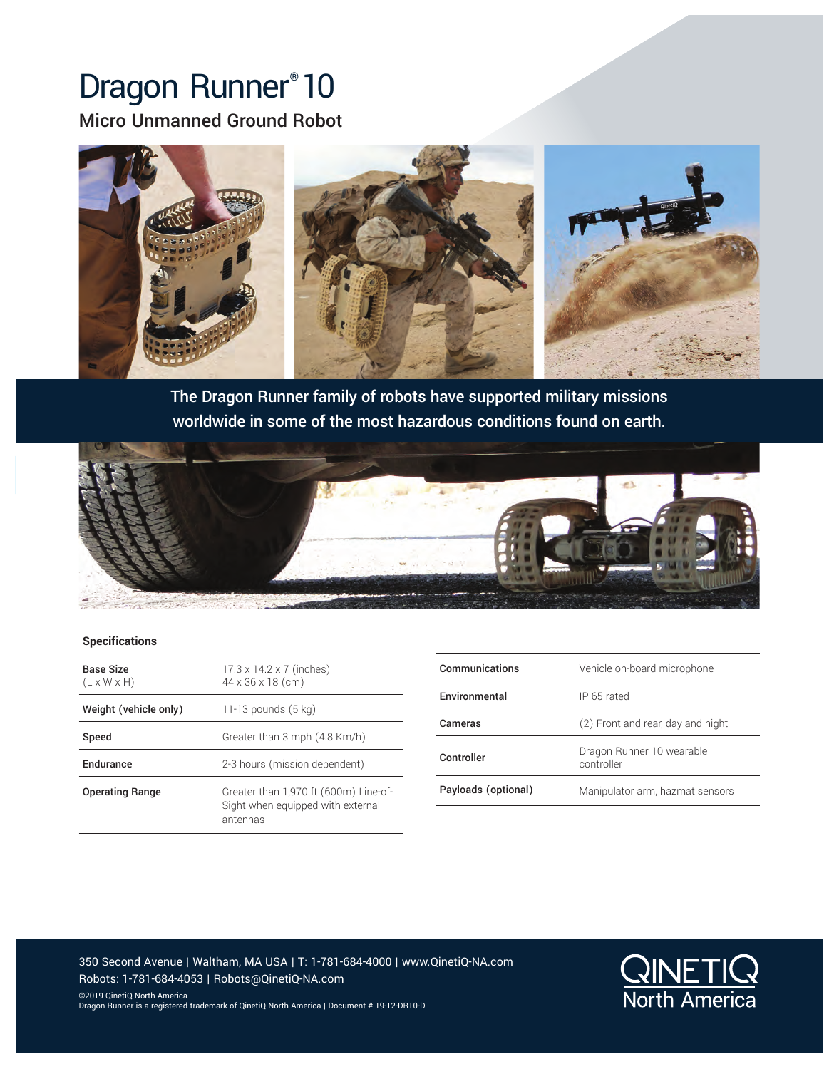# Dragon Runner® 10

## Micro Unmanned Ground Robot

**The Dragon Runner family of robots have supported military missions worldwide in some of the most hazardous conditions found on earth.**

### Specifications

| | |
|---|---|
| **Base Size** (L x W x H) | 17.3 x 14.2 x 7 (inches) 44 x 36 x 18 (cm) |
| **Weight (vehicle only)** | 11-13 pounds (5 kg) |
| **Speed** | Greater than 3 mph (4.8 Km/h) |
| **Endurance** | 2-3 hours (mission dependent) |
| **Operating Range** | Greater than 1,970 ft (600m) Line-of-Sight when equipped with external antennas |

| | |
|---|---|
| **Communications** | Vehicle on-board microphone |
| **Environmental** | IP 65 rated |
| **Cameras** | (2) Front and rear, day and night |
| **Controller** | Dragon Runner 10 wearable controller |
| **Payloads (optional)** | Manipulator arm, hazmat sensors |

350 Second Avenue | Waltham, MA USA | T: 1-781-684-4000 | www.QinetiQ-NA.com
Robots: 1-781-684-4053 | Robots@QinetiQ-NA.com

©2019 QinetiQ North America
Dragon Runner is a registered trademark of QinetiQ North America | Document # 19-12-DR10-D

QINETIQ North America